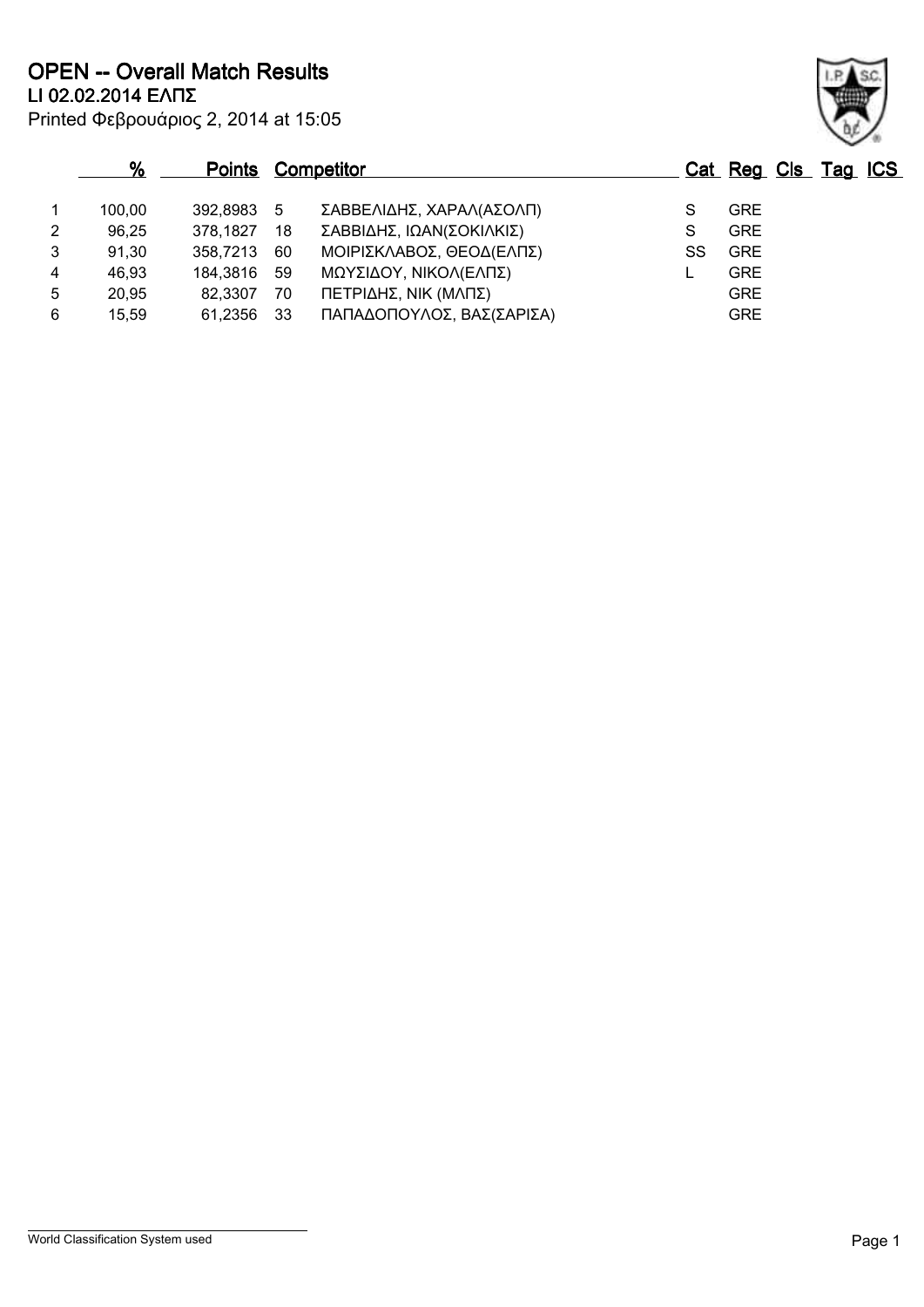# OPEN -- Overall Match Results

## LI 02.02.2014 ΕΛΠΣ

Printed Φεβρουάριος 2, 2014 at 15:05

| | % | Points | Competitor | | Cat | Reg | Cls | Tag | ICS |
|---|---|---|---|---|---|---|---|---|---|
| 1 | 100,00 | 392,8983 | 5 | ΣΑΒΒΕΛΙΔΗΣ, ΧΑΡΑΛ(ΑΣΟΛΠ) | S | GRE | | | |
| 2 | 96,25 | 378,1827 | 18 | ΣΑΒΒΙΔΗΣ, ΙΩΑΝ(ΣΟΚΙΛΚΙΣ) | S | GRE | | | |
| 3 | 91,30 | 358,7213 | 60 | ΜΟΙΡΙΣΚΛΑΒΟΣ, ΘΕΟΔ(ΕΛΠΣ) | SS | GRE | | | |
| 4 | 46,93 | 184,3816 | 59 | ΜΩΥΣΙΔΟΥ, ΝΙΚΟΛ(ΕΛΠΣ) | L | GRE | | | |
| 5 | 20,95 | 82,3307 | 70 | ΠΕΤΡΙΔΗΣ, ΝΙΚ (ΜΛΠΣ) | | GRE | | | |
| 6 | 15,59 | 61,2356 | 33 | ΠΑΠΑΔΟΠΟΥΛΟΣ, ΒΑΣ(ΣΑΡΙΣΑ) | | GRE | | | |

World Classification System used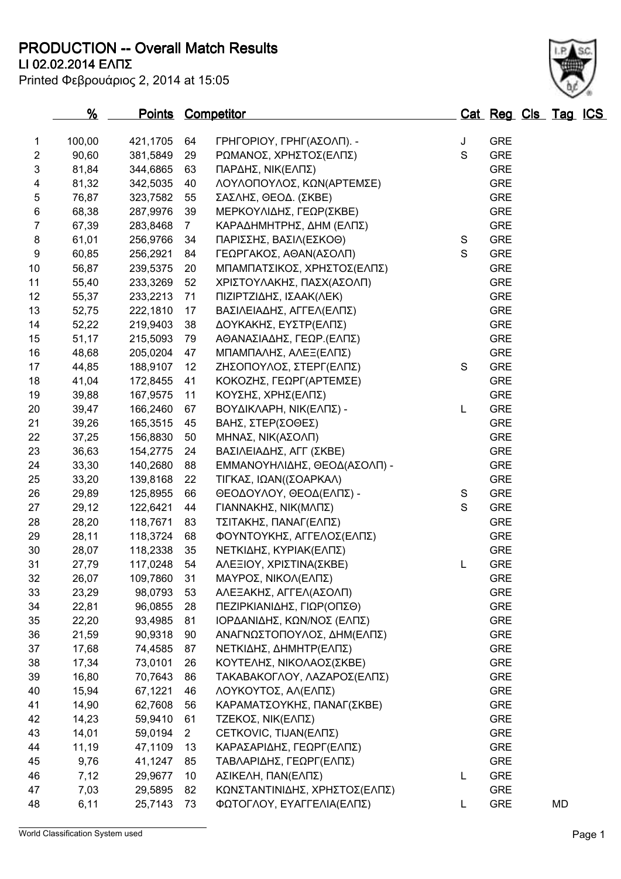# PRODUCTION -- Overall Match Results

**LI 02.02.2014 ΕΛΠΣ**

Printed Φεβρουάριος 2, 2014 at 15:05

| | % | Points | | Competitor | Cat | Reg | Cls | Tag | ICS |
|---|---|---|---|---|---|---|---|---|---|
| 1 | 100,00 | 421,1705 | 64 | ΓΡΗΓΟΡΙΟΥ, ΓΡΗΓ(ΑΣΟΛΠ). - | J | GRE | | | |
| 2 | 90,60 | 381,5849 | 29 | ΡΩΜΑΝΟΣ, ΧΡΗΣΤΟΣ(ΕΛΠΣ) | S | GRE | | | |
| 3 | 81,84 | 344,6865 | 63 | ΠΑΡΔΗΣ, ΝΙΚ(ΕΛΠΣ) | | GRE | | | |
| 4 | 81,32 | 342,5035 | 40 | ΛΟΥΛΟΠΟΥΛΟΣ, ΚΩΝ(ΑΡΤΕΜΣΕ) | | GRE | | | |
| 5 | 76,87 | 323,7582 | 55 | ΣΑΣΛΗΣ, ΘΕΟΔ. (ΣΚΒΕ) | | GRE | | | |
| 6 | 68,38 | 287,9976 | 39 | ΜΕΡΚΟΥΛΙΔΗΣ, ΓΕΩΡ(ΣΚΒΕ) | | GRE | | | |
| 7 | 67,39 | 283,8468 | 7 | ΚΑΡΑΔΗΜΗΤΡΗΣ, ΔΗΜ (ΕΛΠΣ) | | GRE | | | |
| 8 | 61,01 | 256,9766 | 34 | ΠΑΡΙΣΣΗΣ, ΒΑΣΙΛ(ΕΣΚΟΘ) | S | GRE | | | |
| 9 | 60,85 | 256,2921 | 84 | ΓΕΩΡΓΑΚΟΣ, ΑΘΑΝ(ΑΣΟΛΠ) | S | GRE | | | |
| 10 | 56,87 | 239,5375 | 20 | ΜΠΑΜΠΑΤΣΙΚΟΣ, ΧΡΗΣΤΟΣ(ΕΛΠΣ) | | GRE | | | |
| 11 | 55,40 | 233,3269 | 52 | ΧΡΙΣΤΟΥΛΑΚΗΣ, ΠΑΣΧ(ΑΣΟΛΠ) | | GRE | | | |
| 12 | 55,37 | 233,2213 | 71 | ΠΙΖΙΡΤΖΙΔΗΣ, ΙΣΑΑΚ(ΛΕΚ) | | GRE | | | |
| 13 | 52,75 | 222,1810 | 17 | ΒΑΣΙΛΕΙΑΔΗΣ, ΑΓΓΕΛ(ΕΛΠΣ) | | GRE | | | |
| 14 | 52,22 | 219,9403 | 38 | ΔΟΥΚΑΚΗΣ, ΕΥΣΤΡ(ΕΛΠΣ) | | GRE | | | |
| 15 | 51,17 | 215,5093 | 79 | ΑΘΑΝΑΣΙΑΔΗΣ, ΓΕΩΡ.(ΕΛΠΣ) | | GRE | | | |
| 16 | 48,68 | 205,0204 | 47 | ΜΠΑΜΠΑΛΗΣ, ΑΛΕΞ(ΕΛΠΣ) | | GRE | | | |
| 17 | 44,85 | 188,9107 | 12 | ΖΗΣΟΠΟΥΛΟΣ, ΣΤΕΡΓ(ΕΛΠΣ) | S | GRE | | | |
| 18 | 41,04 | 172,8455 | 41 | ΚΟΚΟΖΗΣ, ΓΕΩΡΓ(ΑΡΤΕΜΣΕ) | | GRE | | | |
| 19 | 39,88 | 167,9575 | 11 | ΚΟΥΣΗΣ, ΧΡΗΣ(ΕΛΠΣ) | | GRE | | | |
| 20 | 39,47 | 166,2460 | 67 | ΒΟΥΔΙΚΛΑΡΗ, ΝΙΚ(ΕΛΠΣ) - | L | GRE | | | |
| 21 | 39,26 | 165,3515 | 45 | ΒΑΗΣ, ΣΤΕΡ(ΣΟΘΕΣ) | | GRE | | | |
| 22 | 37,25 | 156,8830 | 50 | ΜΗΝΑΣ, ΝΙΚ(ΑΣΟΛΠ) | | GRE | | | |
| 23 | 36,63 | 154,2775 | 24 | ΒΑΣΙΛΕΙΑΔΗΣ, ΑΓΓ (ΣΚΒΕ) | | GRE | | | |
| 24 | 33,30 | 140,2680 | 88 | ΕΜΜΑΝΟΥΗΛΙΔΗΣ, ΘΕΟΔ(ΑΣΟΛΠ) - | | GRE | | | |
| 25 | 33,20 | 139,8168 | 22 | ΤΙΓΚΑΣ, ΙΩΑΝ((ΣΟΑΡΚΑΛ) | | GRE | | | |
| 26 | 29,89 | 125,8955 | 66 | ΘΕΟΔΟΥΛΟΥ, ΘΕΟΔ(ΕΛΠΣ) - | S | GRE | | | |
| 27 | 29,12 | 122,6421 | 44 | ΓΙΑΝΝΑΚΗΣ, ΝΙΚ(ΜΛΠΣ) | S | GRE | | | |
| 28 | 28,20 | 118,7671 | 83 | ΤΣΙΤΑΚΗΣ, ΠΑΝΑΓ(ΕΛΠΣ) | | GRE | | | |
| 29 | 28,11 | 118,3724 | 68 | ΦΟΥΝΤΟΥΚΗΣ, ΑΓΓΕΛΟΣ(ΕΛΠΣ) | | GRE | | | |
| 30 | 28,07 | 118,2338 | 35 | ΝΕΤΚΙΔΗΣ, ΚΥΡΙΑΚ(ΕΛΠΣ) | | GRE | | | |
| 31 | 27,79 | 117,0248 | 54 | ΑΛΕΞΙΟΥ, ΧΡΙΣΤΙΝΑ(ΣΚΒΕ) | L | GRE | | | |
| 32 | 26,07 | 109,7860 | 31 | ΜΑΥΡΟΣ, ΝΙΚΟΛ(ΕΛΠΣ) | | GRE | | | |
| 33 | 23,29 | 98,0793 | 53 | ΑΛΕΞΑΚΗΣ, ΑΓΓΕΛ(ΑΣΟΛΠ) | | GRE | | | |
| 34 | 22,81 | 96,0855 | 28 | ΠΕΖΙΡΚΙΑΝΙΔΗΣ, ΓΙΩΡ(ΟΠΣΘ) | | GRE | | | |
| 35 | 22,20 | 93,4985 | 81 | ΙΟΡΔΑΝΙΔΗΣ, ΚΩΝ/ΝΟΣ (ΕΛΠΣ) | | GRE | | | |
| 36 | 21,59 | 90,9318 | 90 | ΑΝΑΓΝΩΣΤΟΠΟΥΛΟΣ, ΔΗΜ(ΕΛΠΣ) | | GRE | | | |
| 37 | 17,68 | 74,4585 | 87 | ΝΕΤΚΙΔΗΣ, ΔΗΜΗΤΡ(ΕΛΠΣ) | | GRE | | | |
| 38 | 17,34 | 73,0101 | 26 | ΚΟΥΤΕΛΗΣ, ΝΙΚΟΛΑΟΣ(ΣΚΒΕ) | | GRE | | | |
| 39 | 16,80 | 70,7643 | 86 | ΤΑΚΑΒΑΚΟΓΛΟΥ, ΛΑΖΑΡΟΣ(ΕΛΠΣ) | | GRE | | | |
| 40 | 15,94 | 67,1221 | 46 | ΛΟΥΚΟΥΤΟΣ, ΑΛ(ΕΛΠΣ) | | GRE | | | |
| 41 | 14,90 | 62,7608 | 56 | ΚΑΡΑΜΑΤΣΟΥΚΗΣ, ΠΑΝΑΓ(ΣΚΒΕ) | | GRE | | | |
| 42 | 14,23 | 59,9410 | 61 | ΤΖΕΚΟΣ, ΝΙΚ(ΕΛΠΣ) | | GRE | | | |
| 43 | 14,01 | 59,0194 | 2 | CETKOVIC, TIJAN(ΕΛΠΣ) | | GRE | | | |
| 44 | 11,19 | 47,1109 | 13 | ΚΑΡΑΣΑΡΙΔΗΣ, ΓΕΩΡΓ(ΕΛΠΣ) | | GRE | | | |
| 45 | 9,76 | 41,1247 | 85 | ΤΑΒΛΑΡΙΔΗΣ, ΓΕΩΡΓ(ΕΛΠΣ) | | GRE | | | |
| 46 | 7,12 | 29,9677 | 10 | ΑΣΙΚΕΛΗ, ΠΑΝ(ΕΛΠΣ) | L | GRE | | | |
| 47 | 7,03 | 29,5895 | 82 | ΚΩΝΣΤΑΝΤΙΝΙΔΗΣ, ΧΡΗΣΤΟΣ(ΕΛΠΣ) | | GRE | | | |
| 48 | 6,11 | 25,7143 | 73 | ΦΩΤΟΓΛΟΥ, ΕΥΑΓΓΕΛΙΑ(ΕΛΠΣ) | L | GRE | | MD | |

World Classification System used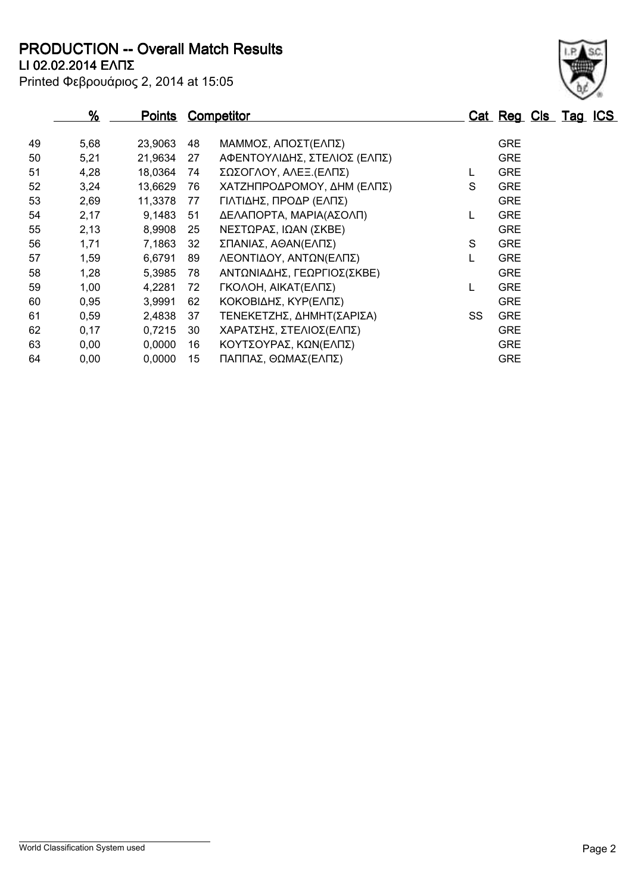# PRODUCTION -- Overall Match Results

**LI 02.02.2014 ΕΛΠΣ**

Printed Φεβρουάριος 2, 2014 at 15:05

| | % | Points | | Competitor | Cat | Reg | Cls | Tag | ICS |
|---|---|---|---|---|---|---|---|---|---|
| 49 | 5,68 | 23,9063 | 48 | ΜΑΜΜΟΣ, ΑΠΟΣΤ(ΕΛΠΣ) | | GRE | | | |
| 50 | 5,21 | 21,9634 | 27 | ΑΦΕΝΤΟΥΛΙΔΗΣ, ΣΤΕΛΙΟΣ (ΕΛΠΣ) | | GRE | | | |
| 51 | 4,28 | 18,0364 | 74 | ΣΩΣΟΓΛΟΥ, ΑΛΕΞ.(ΕΛΠΣ) | L | GRE | | | |
| 52 | 3,24 | 13,6629 | 76 | ΧΑΤΖΗΠΡΟΔΡΟΜΟΥ, ΔΗΜ (ΕΛΠΣ) | S | GRE | | | |
| 53 | 2,69 | 11,3378 | 77 | ΓΙΛΤΙΔΗΣ, ΠΡΟΔΡ (ΕΛΠΣ) | | GRE | | | |
| 54 | 2,17 | 9,1483 | 51 | ΔΕΛΑΠΟΡΤΑ, ΜΑΡΙΑ(ΑΣΟΛΠ) | L | GRE | | | |
| 55 | 2,13 | 8,9908 | 25 | ΝΕΣΤΩΡΑΣ, ΙΩΑΝ (ΣΚΒΕ) | | GRE | | | |
| 56 | 1,71 | 7,1863 | 32 | ΣΠΑΝΙΑΣ, ΑΘΑΝ(ΕΛΠΣ) | S | GRE | | | |
| 57 | 1,59 | 6,6791 | 89 | ΛΕΟΝΤΙΔΟΥ, ΑΝΤΩΝ(ΕΛΠΣ) | L | GRE | | | |
| 58 | 1,28 | 5,3985 | 78 | ΑΝΤΩΝΙΑΔΗΣ, ΓΕΩΡΓΙΟΣ(ΣΚΒΕ) | | GRE | | | |
| 59 | 1,00 | 4,2281 | 72 | ΓΚΟΛΟΗ, ΑΙΚΑΤ(ΕΛΠΣ) | L | GRE | | | |
| 60 | 0,95 | 3,9991 | 62 | ΚΟΚΟΒΙΔΗΣ, ΚΥΡ(ΕΛΠΣ) | | GRE | | | |
| 61 | 0,59 | 2,4838 | 37 | ΤΕΝΕΚΕΤΖΗΣ, ΔΗΜΗΤ(ΣΑΡΙΣΑ) | SS | GRE | | | |
| 62 | 0,17 | 0,7215 | 30 | ΧΑΡΑΤΣΗΣ, ΣΤΕΛΙΟΣ(ΕΛΠΣ) | | GRE | | | |
| 63 | 0,00 | 0,0000 | 16 | ΚΟΥΤΣΟΥΡΑΣ, ΚΩΝ(ΕΛΠΣ) | | GRE | | | |
| 64 | 0,00 | 0,0000 | 15 | ΠΑΠΠΑΣ, ΘΩΜΑΣ(ΕΛΠΣ) | | GRE | | | |

World Classification System used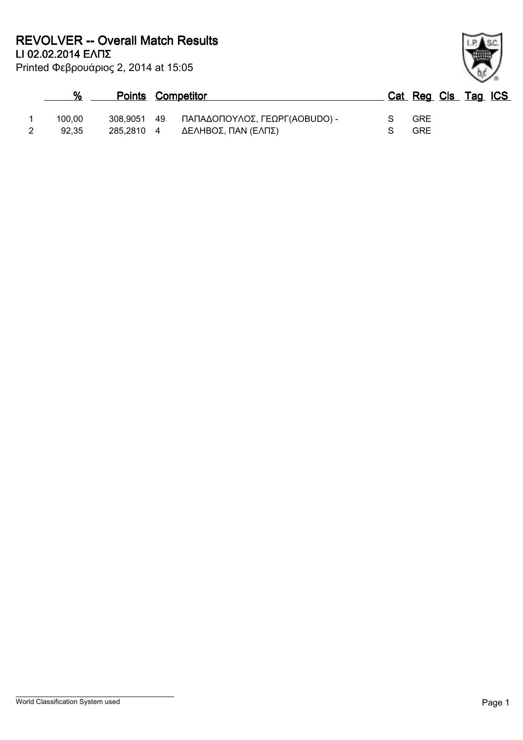# REVOLVER -- Overall Match Results

**LI 02.02.2014 ΕΛΠΣ**

Printed Φεβρουάριος 2, 2014 at 15:05

| | % | Points | | Competitor | Cat | Reg | Cls | Tag | ICS |
|---|---|---|---|---|---|---|---|---|---|
| 1 | 100,00 | 308,9051 | 49 | ΠΑΠΑΔΟΠΟΥΛΟΣ, ΓΕΩΡΓ(AOBUDO) - | S | GRE | | | |
| 2 | 92,35 | 285,2810 | 4 | ΔΕΛΗΒΟΣ, ΠΑΝ (ΕΛΠΣ) | S | GRE | | | |

World Classification System used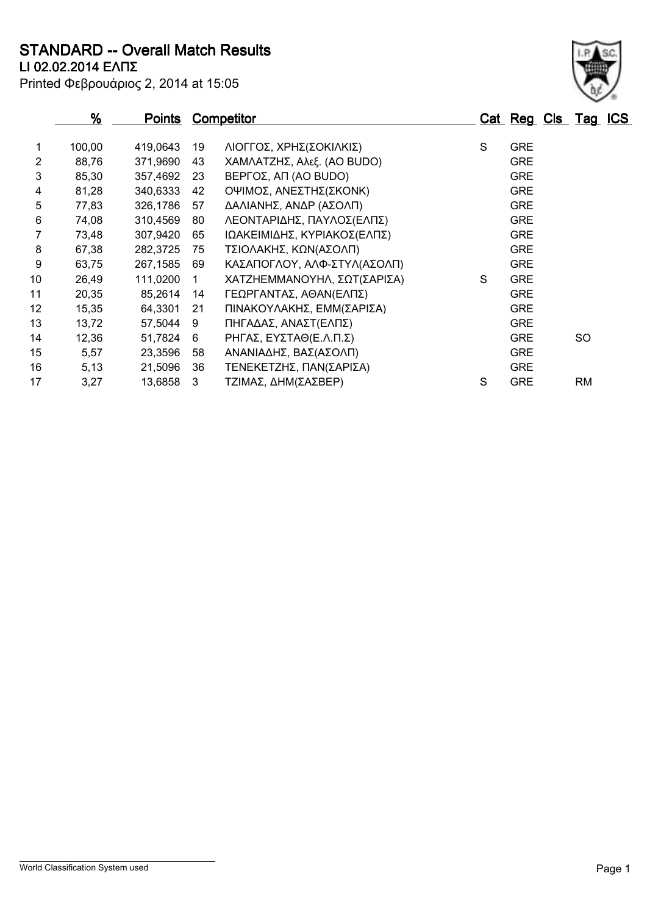# STANDARD -- Overall Match Results

**LI 02.02.2014 ΕΛΠΣ**

Printed Φεβρουάριος 2, 2014 at 15:05

| | % | Points | | Competitor | Cat | Reg | Cls | Tag | ICS |
|---|---|---|---|---|---|---|---|---|---|
| 1 | 100,00 | 419,0643 | 19 | ΛΙΟΓΓΟΣ, ΧΡΗΣ(ΣΟΚΙΛΚΙΣ) | S | GRE | | | |
| 2 | 88,76 | 371,9690 | 43 | ΧΑΜΛΑΤΖΗΣ, Αλεξ. (AO BUDO) | | GRE | | | |
| 3 | 85,30 | 357,4692 | 23 | ΒΕΡΓΟΣ, ΑΠ (AO BUDO) | | GRE | | | |
| 4 | 81,28 | 340,6333 | 42 | ΟΨΙΜΟΣ, ΑΝΕΣΤΗΣ(ΣΚΟΝΚ) | | GRE | | | |
| 5 | 77,83 | 326,1786 | 57 | ΔΑΛΙΑΝΗΣ, ΑΝΔΡ (ΑΣΟΛΠ) | | GRE | | | |
| 6 | 74,08 | 310,4569 | 80 | ΛΕΟΝΤΑΡΙΔΗΣ, ΠΑΥΛΟΣ(ΕΛΠΣ) | | GRE | | | |
| 7 | 73,48 | 307,9420 | 65 | ΙΩΑΚΕΙΜΙΔΗΣ, ΚΥΡΙΑΚΟΣ(ΕΛΠΣ) | | GRE | | | |
| 8 | 67,38 | 282,3725 | 75 | ΤΣΙΟΛΑΚΗΣ, ΚΩΝ(ΑΣΟΛΠ) | | GRE | | | |
| 9 | 63,75 | 267,1585 | 69 | ΚΑΣΑΠΟΓΛΟΥ, ΑΛΦ-ΣΤΥΛ(ΑΣΟΛΠ) | | GRE | | | |
| 10 | 26,49 | 111,0200 | 1 | ΧΑΤΖΗΕΜΜΑΝΟΥΗΛ, ΣΩΤ(ΣΑΡΙΣΑ) | S | GRE | | | |
| 11 | 20,35 | 85,2614 | 14 | ΓΕΩΡΓΑΝΤΑΣ, ΑΘΑΝ(ΕΛΠΣ) | | GRE | | | |
| 12 | 15,35 | 64,3301 | 21 | ΠΙΝΑΚΟΥΛΑΚΗΣ, ΕΜΜ(ΣΑΡΙΣΑ) | | GRE | | | |
| 13 | 13,72 | 57,5044 | 9 | ΠΗΓΑΔΑΣ, ΑΝΑΣΤ(ΕΛΠΣ) | | GRE | | | |
| 14 | 12,36 | 51,7824 | 6 | ΡΗΓΑΣ, ΕΥΣΤΑΘ(Ε.Λ.Π.Σ) | | GRE | | SO | |
| 15 | 5,57 | 23,3596 | 58 | ΑΝΑΝΙΑΔΗΣ, ΒΑΣ(ΑΣΟΛΠ) | | GRE | | | |
| 16 | 5,13 | 21,5096 | 36 | ΤΕΝΕΚΕΤΖΗΣ, ΠΑΝ(ΣΑΡΙΣΑ) | | GRE | | | |
| 17 | 3,27 | 13,6858 | 3 | ΤΖΙΜΑΣ, ΔΗΜ(ΣΑΣΒΕΡ) | S | GRE | | RM | |

World Classification System used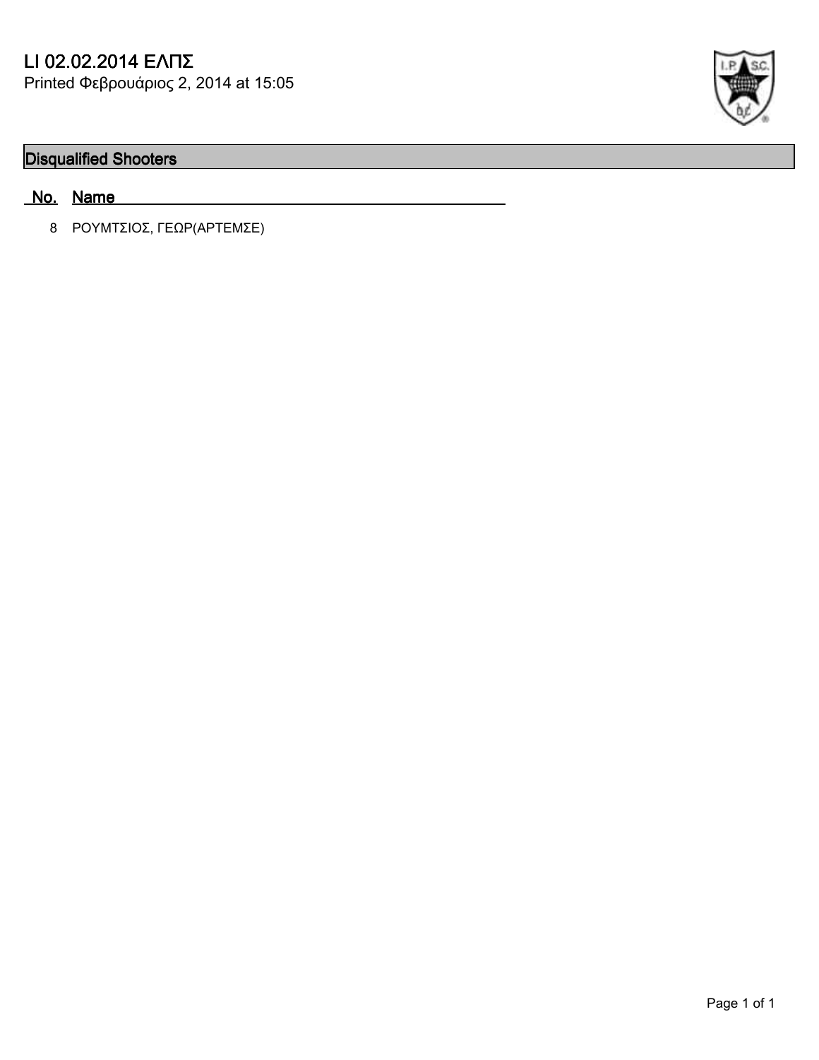# LI 02.02.2014 ΕΛΠΣ

Printed Φεβρουάριος 2, 2014 at 15:05

## Disqualified Shooters

| No. | Name |
|---|---|
| 8 | ΡΟΥΜΤΣΙΟΣ, ΓΕΩΡ(ΑΡΤΕΜΣΕ) |